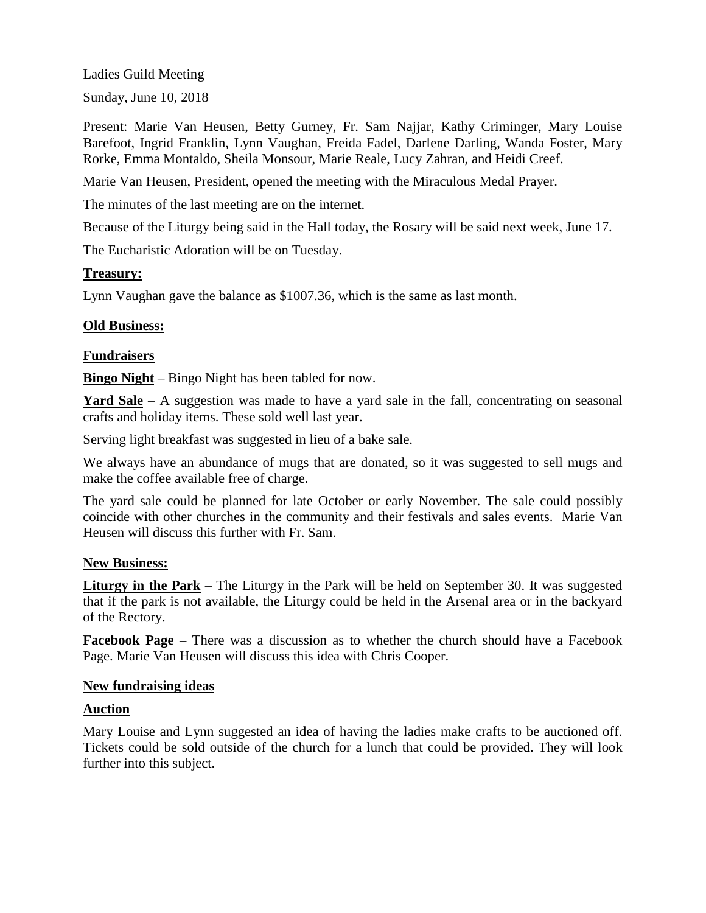Ladies Guild Meeting

Sunday, June 10, 2018

Present: Marie Van Heusen, Betty Gurney, Fr. Sam Najjar, Kathy Criminger, Mary Louise Barefoot, Ingrid Franklin, Lynn Vaughan, Freida Fadel, Darlene Darling, Wanda Foster, Mary Rorke, Emma Montaldo, Sheila Monsour, Marie Reale, Lucy Zahran, and Heidi Creef.

Marie Van Heusen, President, opened the meeting with the Miraculous Medal Prayer.

The minutes of the last meeting are on the internet.

Because of the Liturgy being said in the Hall today, the Rosary will be said next week, June 17.

The Eucharistic Adoration will be on Tuesday.

**Treasury:**

Lynn Vaughan gave the balance as $1007.36, which is the same as last month.

**Old Business:**

**Fundraisers**

**Bingo Night** – Bingo Night has been tabled for now.

**Yard Sale** – A suggestion was made to have a yard sale in the fall, concentrating on seasonal crafts and holiday items. These sold well last year.

Serving light breakfast was suggested in lieu of a bake sale.

We always have an abundance of mugs that are donated, so it was suggested to sell mugs and make the coffee available free of charge.

The yard sale could be planned for late October or early November. The sale could possibly coincide with other churches in the community and their festivals and sales events. Marie Van Heusen will discuss this further with Fr. Sam.

**New Business:**

**Liturgy in the Park** – The Liturgy in the Park will be held on September 30. It was suggested that if the park is not available, the Liturgy could be held in the Arsenal area or in the backyard of the Rectory.

**Facebook Page** – There was a discussion as to whether the church should have a Facebook Page. Marie Van Heusen will discuss this idea with Chris Cooper.

**New fundraising ideas**

**Auction**

Mary Louise and Lynn suggested an idea of having the ladies make crafts to be auctioned off. Tickets could be sold outside of the church for a lunch that could be provided. They will look further into this subject.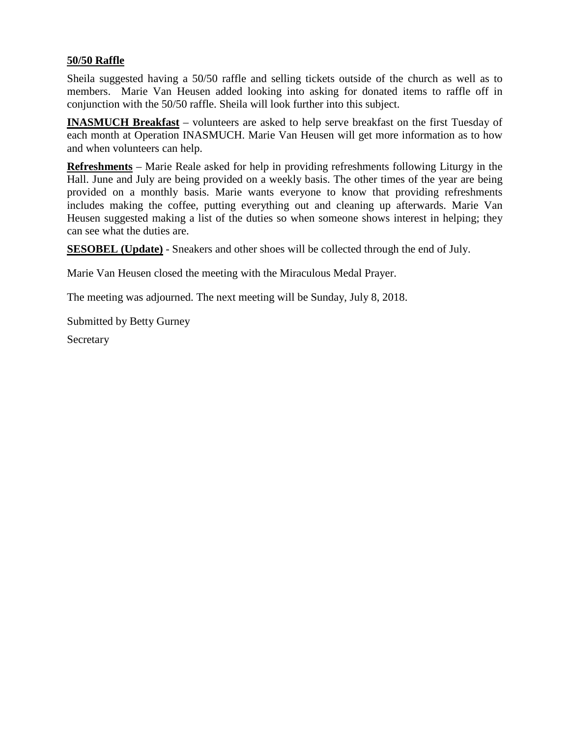**50/50 Raffle**

Sheila suggested having a 50/50 raffle and selling tickets outside of the church as well as to members. Marie Van Heusen added looking into asking for donated items to raffle off in conjunction with the 50/50 raffle. Sheila will look further into this subject.

**INASMUCH Breakfast** – volunteers are asked to help serve breakfast on the first Tuesday of each month at Operation INASMUCH. Marie Van Heusen will get more information as to how and when volunteers can help.

**Refreshments** – Marie Reale asked for help in providing refreshments following Liturgy in the Hall. June and July are being provided on a weekly basis. The other times of the year are being provided on a monthly basis. Marie wants everyone to know that providing refreshments includes making the coffee, putting everything out and cleaning up afterwards. Marie Van Heusen suggested making a list of the duties so when someone shows interest in helping; they can see what the duties are.

**SESOBEL (Update)** - Sneakers and other shoes will be collected through the end of July.

Marie Van Heusen closed the meeting with the Miraculous Medal Prayer.

The meeting was adjourned. The next meeting will be Sunday, July 8, 2018.

Submitted by Betty Gurney

Secretary